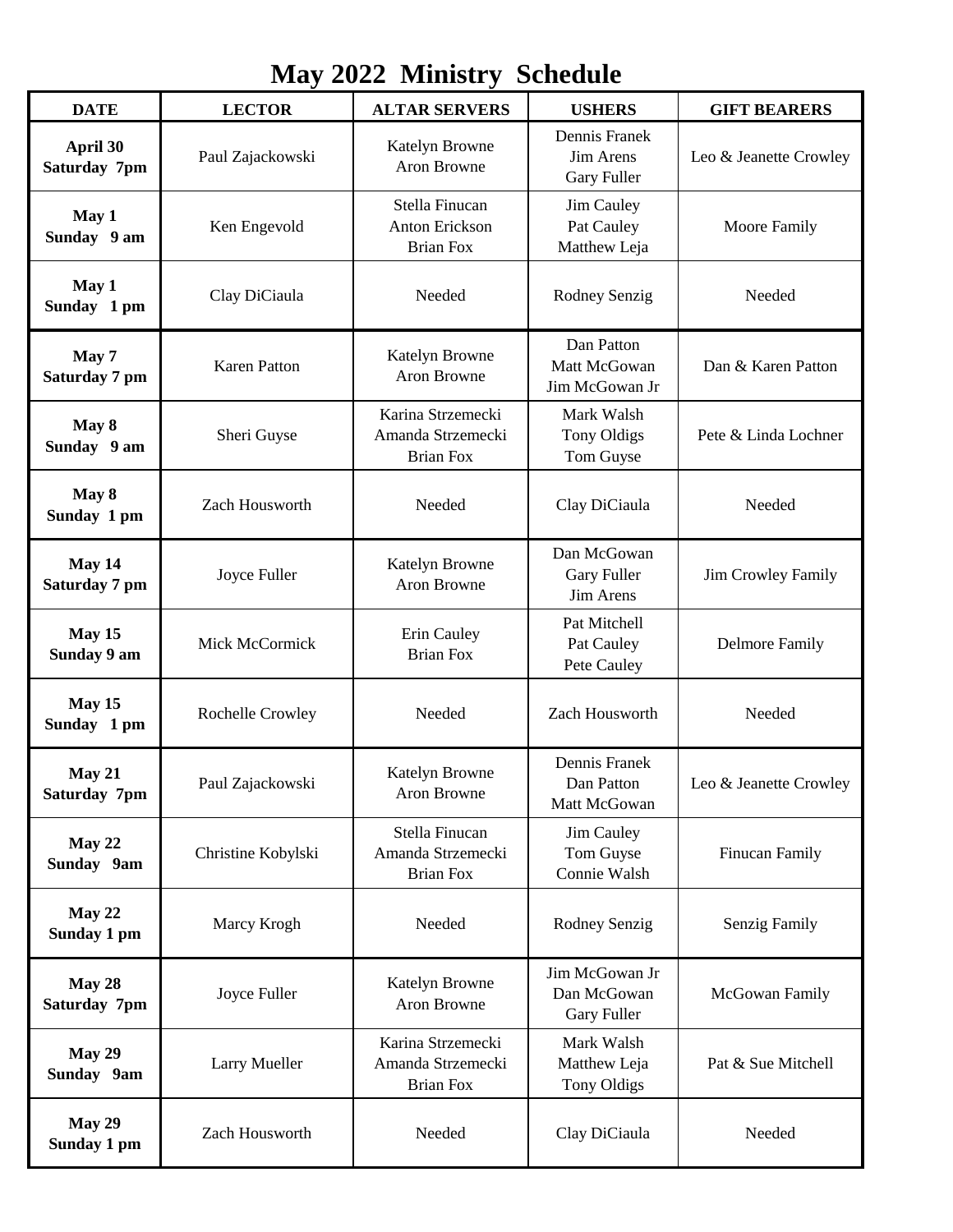# May 2022 Ministry Schedule

| DATE | LECTOR | ALTAR SERVERS | USHERS | GIFT BEARERS |
|---|---|---|---|---|
| **April 30**<br>**Saturday 7pm** | Paul Zajackowski | Katelyn Browne<br>Aron Browne | Dennis Franek<br>Jim Arens<br>Gary Fuller | Leo & Jeanette Crowley |
| **May 1**<br>**Sunday 9 am** | Ken Engevold | Stella Finucan<br>Anton Erickson<br>Brian Fox | Jim Cauley<br>Pat Cauley<br>Matthew Leja | Moore Family |
| **May 1**<br>**Sunday 1 pm** | Clay DiCiaula | Needed | Rodney Senzig | Needed |
| **May 7**<br>**Saturday 7 pm** | Karen Patton | Katelyn Browne<br>Aron Browne | Dan Patton<br>Matt McGowan<br>Jim McGowan Jr | Dan & Karen Patton |
| **May 8**<br>**Sunday 9 am** | Sheri Guyse | Karina Strzemecki<br>Amanda Strzemecki<br>Brian Fox | Mark Walsh<br>Tony Oldigs<br>Tom Guyse | Pete & Linda Lochner |
| **May 8**<br>**Sunday 1 pm** | Zach Housworth | Needed | Clay DiCiaula | Needed |
| **May 14**<br>**Saturday 7 pm** | Joyce Fuller | Katelyn Browne<br>Aron Browne | Dan McGowan<br>Gary Fuller<br>Jim Arens | Jim Crowley Family |
| **May 15**<br>**Sunday 9 am** | Mick McCormick | Erin Cauley<br>Brian Fox | Pat Mitchell<br>Pat Cauley<br>Pete Cauley | Delmore Family |
| **May 15**<br>**Sunday 1 pm** | Rochelle Crowley | Needed | Zach Housworth | Needed |
| **May 21**<br>**Saturday 7pm** | Paul Zajackowski | Katelyn Browne<br>Aron Browne | Dennis Franek<br>Dan Patton<br>Matt McGowan | Leo & Jeanette Crowley |
| **May 22**<br>**Sunday 9am** | Christine Kobylski | Stella Finucan<br>Amanda Strzemecki<br>Brian Fox | Jim Cauley<br>Tom Guyse<br>Connie Walsh | Finucan Family |
| **May 22**<br>**Sunday 1 pm** | Marcy Krogh | Needed | Rodney Senzig | Senzig Family |
| **May 28**<br>**Saturday 7pm** | Joyce Fuller | Katelyn Browne<br>Aron Browne | Jim McGowan Jr<br>Dan McGowan<br>Gary Fuller | McGowan Family |
| **May 29**<br>**Sunday 9am** | Larry Mueller | Karina Strzemecki<br>Amanda Strzemecki<br>Brian Fox | Mark Walsh<br>Matthew Leja<br>Tony Oldigs | Pat & Sue Mitchell |
| **May 29**<br>**Sunday 1 pm** | Zach Housworth | Needed | Clay DiCiaula | Needed |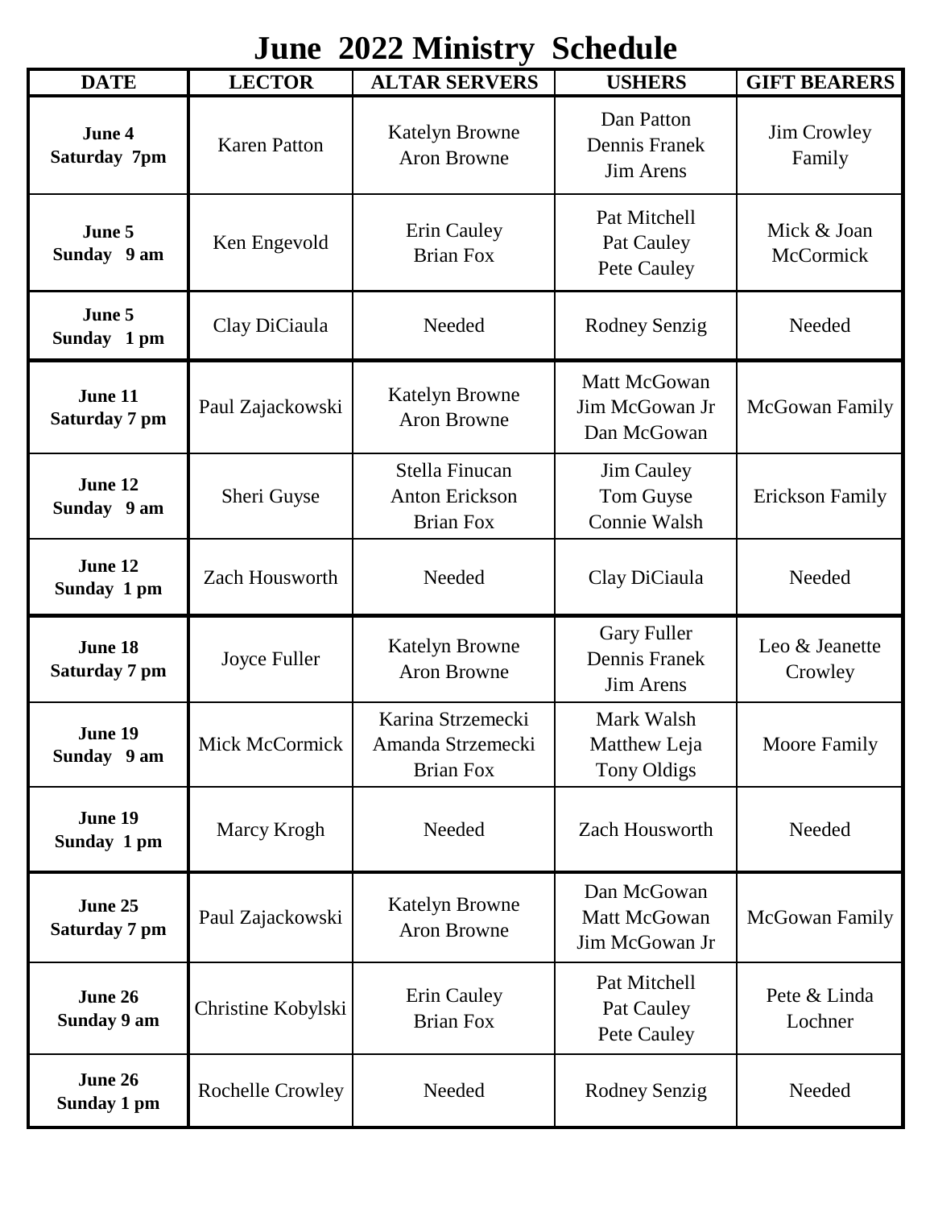# June 2022 Ministry Schedule

| DATE | LECTOR | ALTAR SERVERS | USHERS | GIFT BEARERS |
|---|---|---|---|---|
| **June 4 Saturday 7pm** | Karen Patton | Katelyn Browne<br>Aron Browne | Dan Patton<br>Dennis Franek<br>Jim Arens | Jim Crowley Family |
| **June 5 Sunday 9 am** | Ken Engevold | Erin Cauley<br>Brian Fox | Pat Mitchell<br>Pat Cauley<br>Pete Cauley | Mick & Joan McCormick |
| **June 5 Sunday 1 pm** | Clay DiCiaula | Needed | Rodney Senzig | Needed |
| **June 11 Saturday 7 pm** | Paul Zajackowski | Katelyn Browne<br>Aron Browne | Matt McGowan<br>Jim McGowan Jr<br>Dan McGowan | McGowan Family |
| **June 12 Sunday 9 am** | Sheri Guyse | Stella Finucan<br>Anton Erickson<br>Brian Fox | Jim Cauley<br>Tom Guyse<br>Connie Walsh | Erickson Family |
| **June 12 Sunday 1 pm** | Zach Housworth | Needed | Clay DiCiaula | Needed |
| **June 18 Saturday 7 pm** | Joyce Fuller | Katelyn Browne<br>Aron Browne | Gary Fuller<br>Dennis Franek<br>Jim Arens | Leo & Jeanette Crowley |
| **June 19 Sunday 9 am** | Mick McCormick | Karina Strzemecki<br>Amanda Strzemecki<br>Brian Fox | Mark Walsh<br>Matthew Leja<br>Tony Oldigs | Moore Family |
| **June 19 Sunday 1 pm** | Marcy Krogh | Needed | Zach Housworth | Needed |
| **June 25 Saturday 7 pm** | Paul Zajackowski | Katelyn Browne<br>Aron Browne | Dan McGowan<br>Matt McGowan<br>Jim McGowan Jr | McGowan Family |
| **June 26 Sunday 9 am** | Christine Kobylski | Erin Cauley<br>Brian Fox | Pat Mitchell<br>Pat Cauley<br>Pete Cauley | Pete & Linda Lochner |
| **June 26 Sunday 1 pm** | Rochelle Crowley | Needed | Rodney Senzig | Needed |